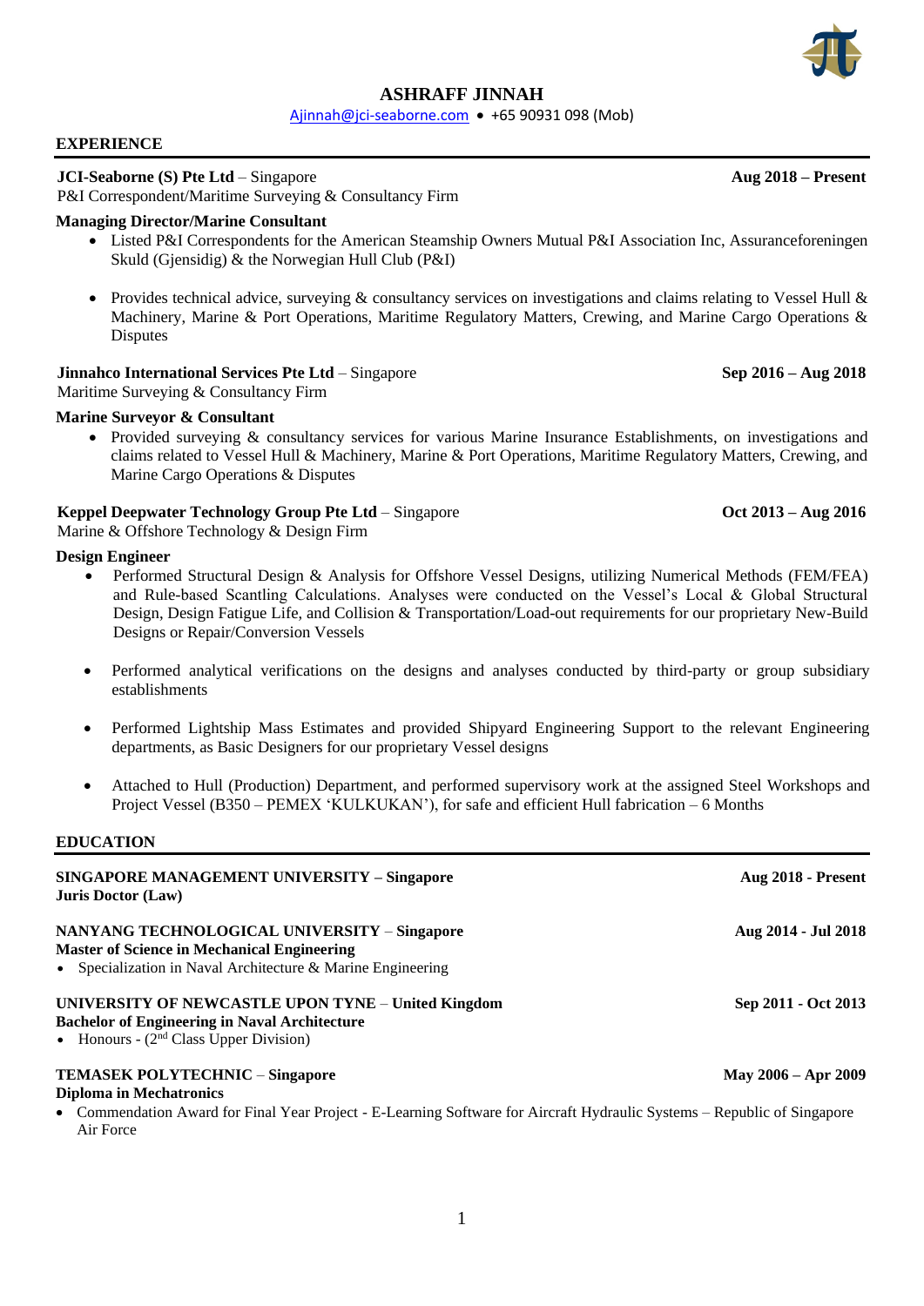# ASHRAFF JINNAH

Ajinnah@jci-seaborne.com • +65 90931 098 (Mob)

## EXPERIENCE

**JCI-Seaborne (S) Pte Ltd** – Singapore **Aug 2018 – Present**
P&I Correspondent/Maritime Surveying & Consultancy Firm

**Managing Director/Marine Consultant**

- Listed P&I Correspondents for the American Steamship Owners Mutual P&I Association Inc, Assuranceforeningen Skuld (Gjensidig) & the Norwegian Hull Club (P&I)
- Provides technical advice, surveying & consultancy services on investigations and claims relating to Vessel Hull & Machinery, Marine & Port Operations, Maritime Regulatory Matters, Crewing, and Marine Cargo Operations & Disputes

**Jinnahco International Services Pte Ltd** – Singapore **Sep 2016 – Aug 2018**
Maritime Surveying & Consultancy Firm

**Marine Surveyor & Consultant**

- Provided surveying & consultancy services for various Marine Insurance Establishments, on investigations and claims related to Vessel Hull & Machinery, Marine & Port Operations, Maritime Regulatory Matters, Crewing, and Marine Cargo Operations & Disputes

**Keppel Deepwater Technology Group Pte Ltd** – Singapore **Oct 2013 – Aug 2016**
Marine & Offshore Technology & Design Firm

**Design Engineer**

- Performed Structural Design & Analysis for Offshore Vessel Designs, utilizing Numerical Methods (FEM/FEA) and Rule-based Scantling Calculations. Analyses were conducted on the Vessel's Local & Global Structural Design, Design Fatigue Life, and Collision & Transportation/Load-out requirements for our proprietary New-Build Designs or Repair/Conversion Vessels
- Performed analytical verifications on the designs and analyses conducted by third-party or group subsidiary establishments
- Performed Lightship Mass Estimates and provided Shipyard Engineering Support to the relevant Engineering departments, as Basic Designers for our proprietary Vessel designs
- Attached to Hull (Production) Department, and performed supervisory work at the assigned Steel Workshops and Project Vessel (B350 – PEMEX 'KULKUKAN'), for safe and efficient Hull fabrication – 6 Months

## EDUCATION

**SINGAPORE MANAGEMENT UNIVERSITY – Singapore** **Aug 2018 - Present**
**Juris Doctor (Law)**

**NANYANG TECHNOLOGICAL UNIVERSITY** – **Singapore** **Aug 2014 - Jul 2018**
**Master of Science in Mechanical Engineering**

- Specialization in Naval Architecture & Marine Engineering

**UNIVERSITY OF NEWCASTLE UPON TYNE** – **United Kingdom** **Sep 2011 - Oct 2013**
**Bachelor of Engineering in Naval Architecture**

- Honours - (2nd Class Upper Division)

**TEMASEK POLYTECHNIC** – **Singapore** **May 2006 – Apr 2009**
**Diploma in Mechatronics**

- Commendation Award for Final Year Project - E-Learning Software for Aircraft Hydraulic Systems – Republic of Singapore Air Force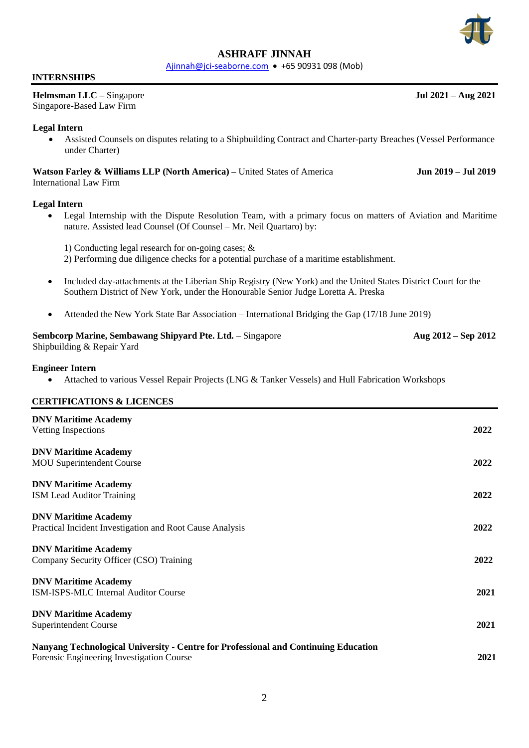**ASHRAFF JINNAH**

Ajinnah@jci-seaborne.com • +65 90931 098 (Mob)

## INTERNSHIPS

**Helmsman LLC** – Singapore **Jul 2021 – Aug 2021**
Singapore-Based Law Firm

**Legal Intern**

- Assisted Counsels on disputes relating to a Shipbuilding Contract and Charter-party Breaches (Vessel Performance under Charter)

**Watson Farley & Williams LLP (North America)** – United States of America **Jun 2019 – Jul 2019**
International Law Firm

**Legal Intern**

- Legal Internship with the Dispute Resolution Team, with a primary focus on matters of Aviation and Maritime nature. Assisted lead Counsel (Of Counsel – Mr. Neil Quartaro) by:

  1) Conducting legal research for on-going cases; &
  2) Performing due diligence checks for a potential purchase of a maritime establishment.

- Included day-attachments at the Liberian Ship Registry (New York) and the United States District Court for the Southern District of New York, under the Honourable Senior Judge Loretta A. Preska

- Attended the New York State Bar Association – International Bridging the Gap (17/18 June 2019)

**Sembcorp Marine, Sembawang Shipyard Pte. Ltd.** – Singapore **Aug 2012 – Sep 2012**
Shipbuilding & Repair Yard

**Engineer Intern**

- Attached to various Vessel Repair Projects (LNG & Tanker Vessels) and Hull Fabrication Workshops

## CERTIFICATIONS & LICENCES

**DNV Maritime Academy**
Vetting Inspections **2022**

**DNV Maritime Academy**
MOU Superintendent Course **2022**

**DNV Maritime Academy**
ISM Lead Auditor Training **2022**

**DNV Maritime Academy**
Practical Incident Investigation and Root Cause Analysis **2022**

**DNV Maritime Academy**
Company Security Officer (CSO) Training **2022**

**DNV Maritime Academy**
ISM-ISPS-MLC Internal Auditor Course **2021**

**DNV Maritime Academy**
Superintendent Course **2021**

**Nanyang Technological University - Centre for Professional and Continuing Education**
Forensic Engineering Investigation Course **2021**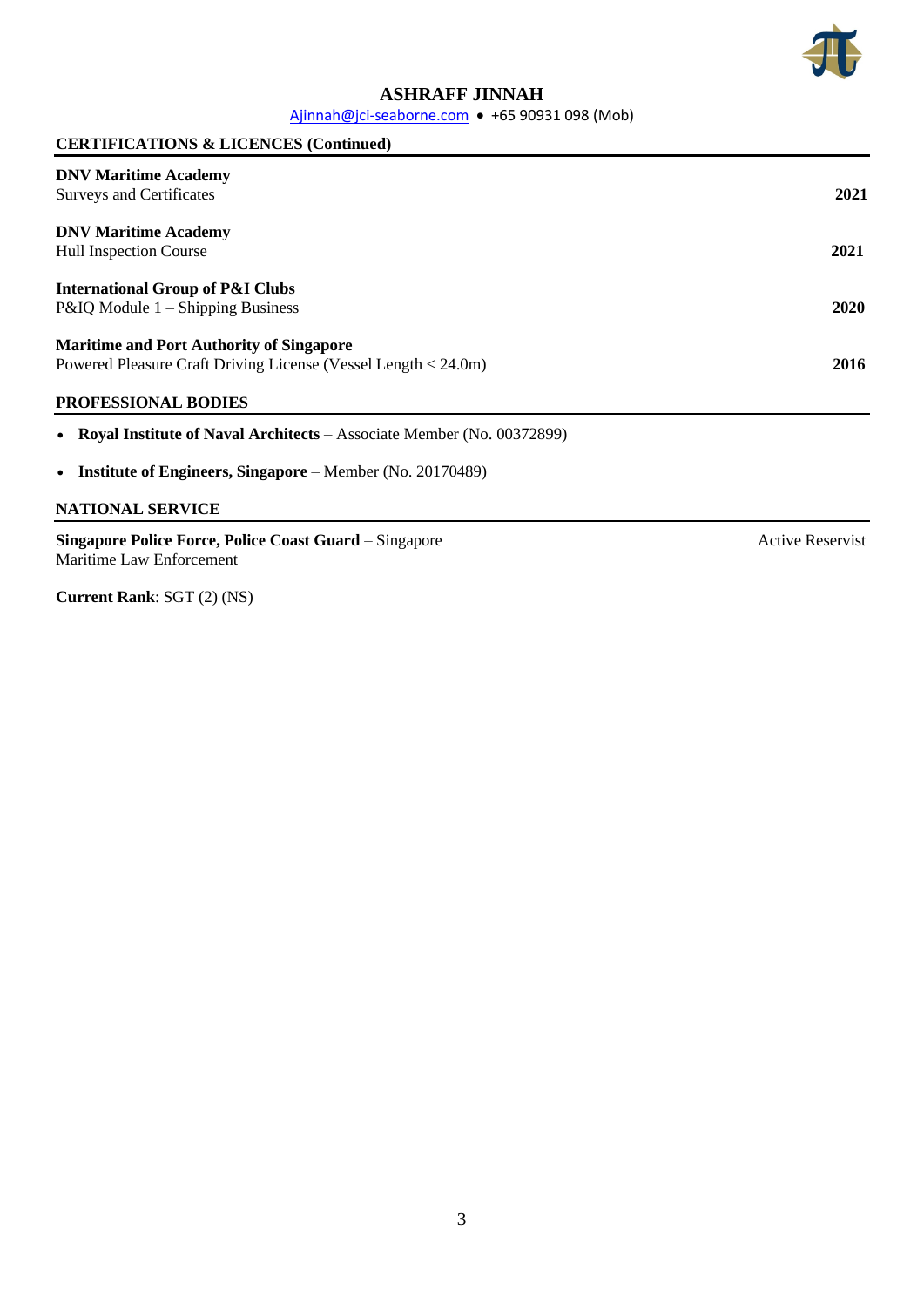# ASHRAFF JINNAH

Ajinnah@jci-seaborne.com • +65 90931 098 (Mob)

## CERTIFICATIONS & LICENCES (Continued)

**DNV Maritime Academy**
Surveys and Certificates — **2021**

**DNV Maritime Academy**
Hull Inspection Course — **2021**

**International Group of P&I Clubs**
P&IQ Module 1 – Shipping Business — **2020**

**Maritime and Port Authority of Singapore**
Powered Pleasure Craft Driving License (Vessel Length < 24.0m) — **2016**

## PROFESSIONAL BODIES

- **Royal Institute of Naval Architects** – Associate Member (No. 00372899)
- **Institute of Engineers, Singapore** – Member (No. 20170489)

## NATIONAL SERVICE

**Singapore Police Force, Police Coast Guard** – Singapore — Active Reservist
Maritime Law Enforcement

**Current Rank**: SGT (2) (NS)